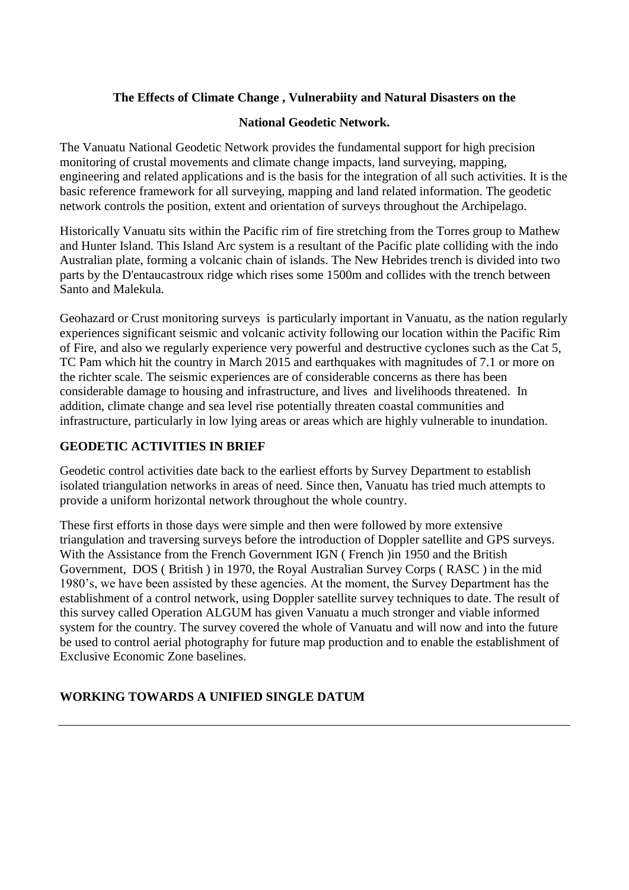**The Effects of Climate Change , Vulnerabiity and Natural Disasters on the**

**National Geodetic Network.**

The Vanuatu National Geodetic Network provides the fundamental support for high precision monitoring of crustal movements and climate change impacts, land surveying, mapping, engineering and related applications and is the basis for the integration of all such activities. It is the basic reference framework for all surveying, mapping and land related information. The geodetic network controls the position, extent and orientation of surveys throughout the Archipelago.

Historically Vanuatu sits within the Pacific rim of fire stretching from the Torres group to Mathew and Hunter Island. This Island Arc system is a resultant of the Pacific plate colliding with the indo Australian plate, forming a volcanic chain of islands. The New Hebrides trench is divided into two parts by the D'entaucastroux ridge which rises some 1500m and collides with the trench between Santo and Malekula.

Geohazard or Crust monitoring surveys is particularly important in Vanuatu, as the nation regularly experiences significant seismic and volcanic activity following our location within the Pacific Rim of Fire, and also we regularly experience very powerful and destructive cyclones such as the Cat 5, TC Pam which hit the country in March 2015 and earthquakes with magnitudes of 7.1 or more on the richter scale. The seismic experiences are of considerable concerns as there has been considerable damage to housing and infrastructure, and lives and livelihoods threatened. In addition, climate change and sea level rise potentially threaten coastal communities and infrastructure, particularly in low lying areas or areas which are highly vulnerable to inundation.

## GEODETIC ACTIVITIES IN BRIEF

Geodetic control activities date back to the earliest efforts by Survey Department to establish isolated triangulation networks in areas of need. Since then, Vanuatu has tried much attempts to provide a uniform horizontal network throughout the whole country.

These first efforts in those days were simple and then were followed by more extensive triangulation and traversing surveys before the introduction of Doppler satellite and GPS surveys. With the Assistance from the French Government IGN ( French )in 1950 and the British Government, DOS ( British ) in 1970, the Royal Australian Survey Corps ( RASC ) in the mid 1980's, we have been assisted by these agencies. At the moment, the Survey Department has the establishment of a control network, using Doppler satellite survey techniques to date. The result of this survey called Operation ALGUM has given Vanuatu a much stronger and viable informed system for the country. The survey covered the whole of Vanuatu and will now and into the future be used to control aerial photography for future map production and to enable the establishment of Exclusive Economic Zone baselines.

## WORKING TOWARDS A UNIFIED SINGLE DATUM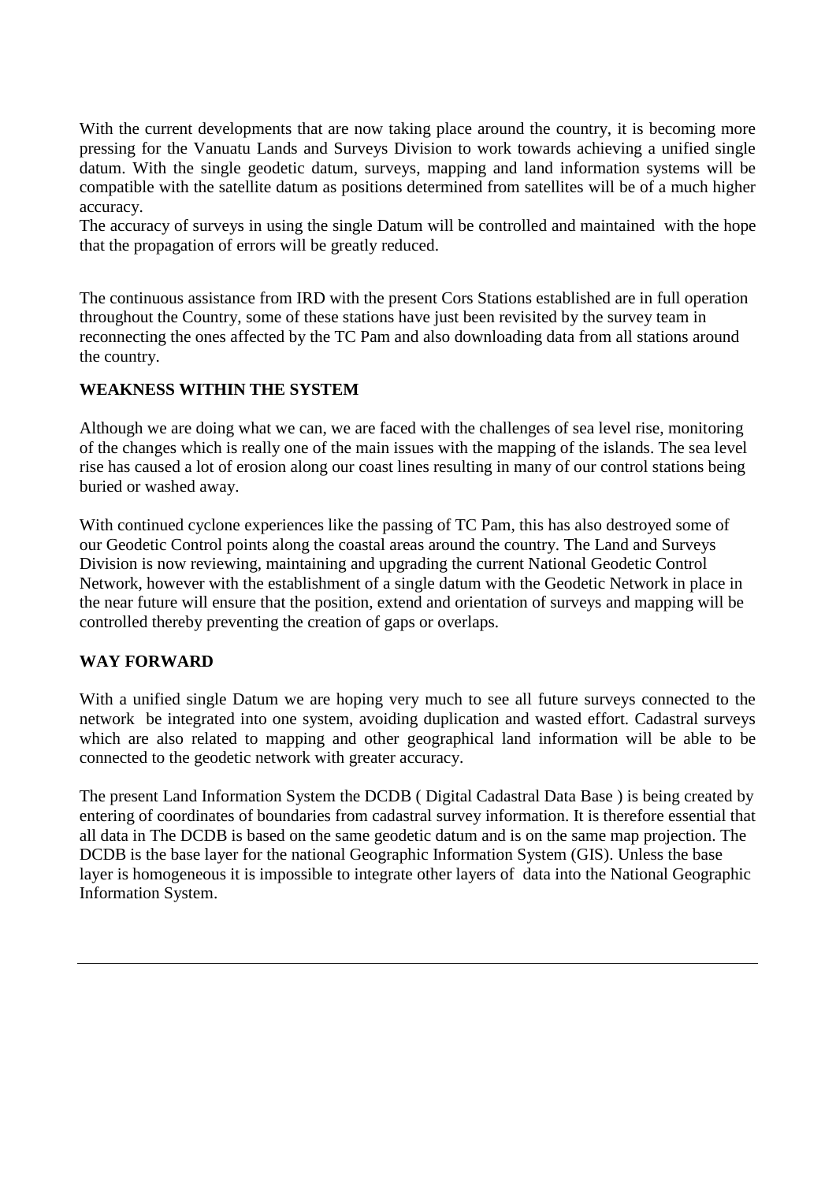With the current developments that are now taking place around the country, it is becoming more pressing for the Vanuatu Lands and Surveys Division to work towards achieving a unified single datum. With the single geodetic datum, surveys, mapping and land information systems will be compatible with the satellite datum as positions determined from satellites will be of a much higher accuracy.

The accuracy of surveys in using the single Datum will be controlled and maintained with the hope that the propagation of errors will be greatly reduced.

The continuous assistance from IRD with the present Cors Stations established are in full operation throughout the Country, some of these stations have just been revisited by the survey team in reconnecting the ones affected by the TC Pam and also downloading data from all stations around the country.

**WEAKNESS WITHIN THE SYSTEM**

Although we are doing what we can, we are faced with the challenges of sea level rise, monitoring of the changes which is really one of the main issues with the mapping of the islands. The sea level rise has caused a lot of erosion along our coast lines resulting in many of our control stations being buried or washed away.

With continued cyclone experiences like the passing of TC Pam, this has also destroyed some of our Geodetic Control points along the coastal areas around the country. The Land and Surveys Division is now reviewing, maintaining and upgrading the current National Geodetic Control Network, however with the establishment of a single datum with the Geodetic Network in place in the near future will ensure that the position, extend and orientation of surveys and mapping will be controlled thereby preventing the creation of gaps or overlaps.

**WAY FORWARD**

With a unified single Datum we are hoping very much to see all future surveys connected to the network be integrated into one system, avoiding duplication and wasted effort. Cadastral surveys which are also related to mapping and other geographical land information will be able to be connected to the geodetic network with greater accuracy.

The present Land Information System the DCDB ( Digital Cadastral Data Base ) is being created by entering of coordinates of boundaries from cadastral survey information. It is therefore essential that all data in The DCDB is based on the same geodetic datum and is on the same map projection. The DCDB is the base layer for the national Geographic Information System (GIS). Unless the base layer is homogeneous it is impossible to integrate other layers of data into the National Geographic Information System.